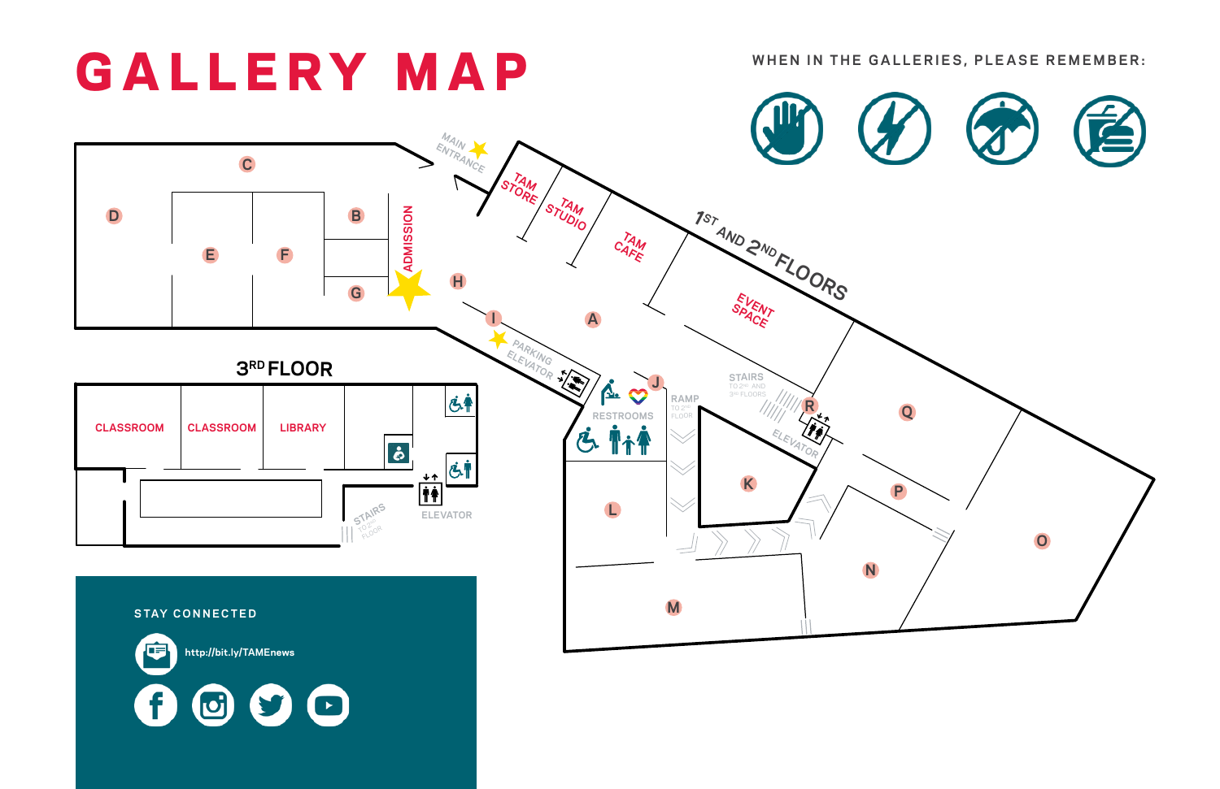# GALLERY MAP

WHEN IN THE GALLERIES, PLEASE REMEMBER:

## 1ST AND 2ND FLOORS

MAIN ENTRANCE

TAM STORE

TAM STUDIO

TAM CAFE

EVENT SPACE

ADMISSION

PARKING ELEVATOR

RESTROOMS

RAMP TO 2ND FLOOR

STAIRS TO 2ND AND 3RD FLOORS

ELEVATOR

A B C D E F G H I J K L M N O P Q R

## 3RD FLOOR

CLASSROOM

CLASSROOM

LIBRARY

STAIRS TO 2ND FLOOR

ELEVATOR

## STAY CONNECTED

http://bit.ly/TAMEnews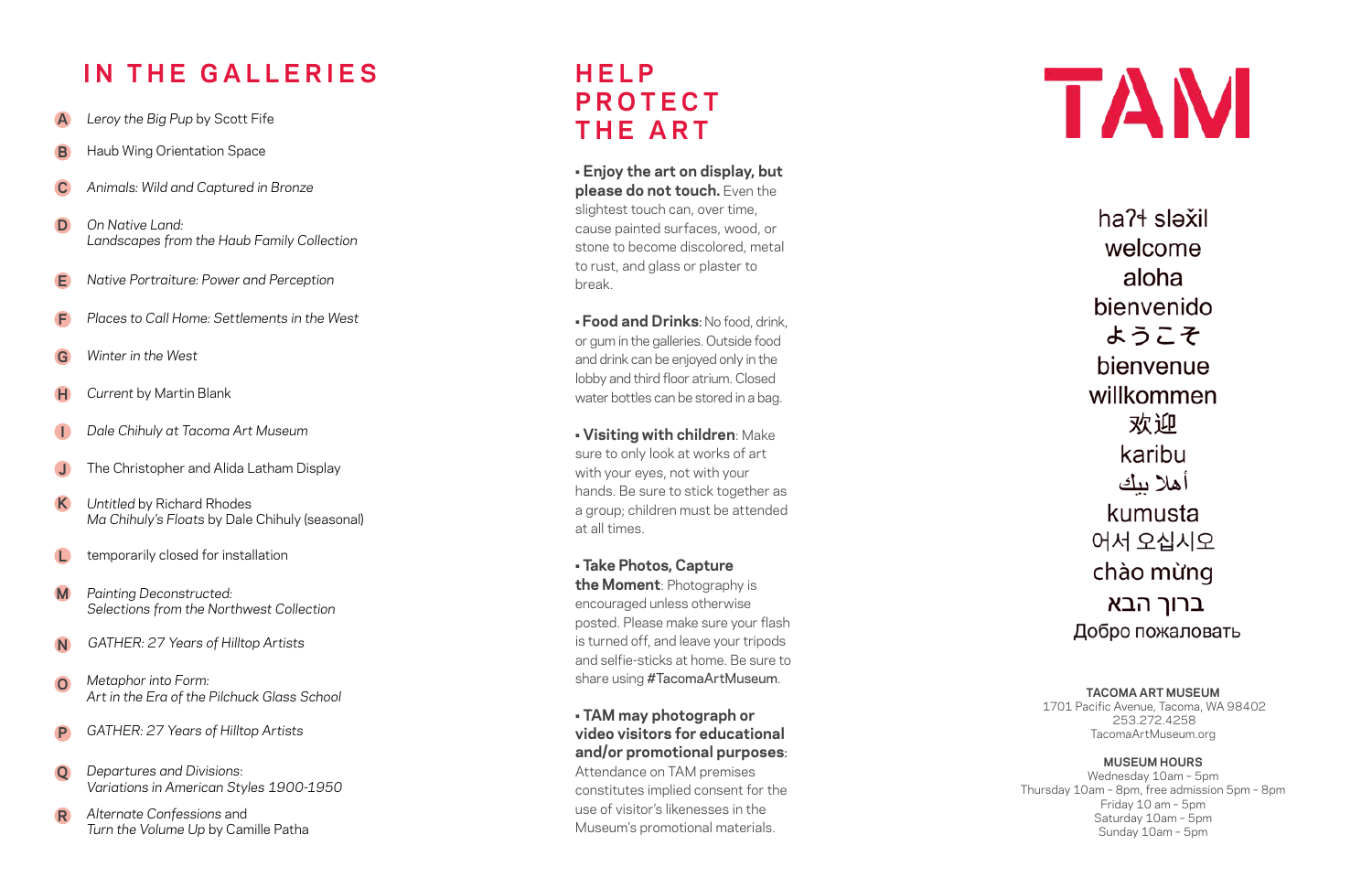## IN THE GALLERIES

- **A** *Leroy the Big Pup* by Scott Fife
- **B** Haub Wing Orientation Space
- **C** *Animals: Wild and Captured in Bronze*
- **D** *On Native Land: Landscapes from the Haub Family Collection*
- **E** *Native Portraiture: Power and Perception*
- **F** *Places to Call Home: Settlements in the West*
- **G** *Winter in the West*
- **H** *Current* by Martin Blank
- **I** *Dale Chihuly at Tacoma Art Museum*
- **J** The Christopher and Alida Latham Display
- **K** *Untitled* by Richard Rhodes
  *Ma Chihuly's Floats* by Dale Chihuly (seasonal)
- **L** temporarily closed for installation
- **M** *Painting Deconstructed: Selections from the Northwest Collection*
- **N** *GATHER: 27 Years of Hilltop Artists*
- **O** *Metaphor into Form: Art in the Era of the Pilchuck Glass School*
- **P** *GATHER: 27 Years of Hilltop Artists*
- **Q** *Departures and Divisions: Variations in American Styles 1900-1950*
- **R** *Alternate Confessions* and *Turn the Volume Up* by Camille Patha

## HELP PROTECT THE ART

- **Enjoy the art on display, but please do not touch.** Even the slightest touch can, over time, cause painted surfaces, wood, or stone to become discolored, metal to rust, and glass or plaster to break.
- **Food and Drinks**: No food, drink, or gum in the galleries. Outside food and drink can be enjoyed only in the lobby and third floor atrium. Closed water bottles can be stored in a bag.
- **Visiting with children**: Make sure to only look at works of art with your eyes, not with your hands. Be sure to stick together as a group; children must be attended at all times.
- **Take Photos, Capture the Moment**: Photography is encouraged unless otherwise posted. Please make sure your flash is turned off, and leave your tripods and selfie-sticks at home. Be sure to share using #TacomaArtMuseum.
- **TAM may photograph or video visitors for educational and/or promotional purposes**: Attendance on TAM premises constitutes implied consent for the use of visitor's likenesses in the Museum's promotional materials.

# TAM

haʔɬ sləx̌il
welcome
aloha
bienvenido
ようこそ
bienvenue
willkommen
欢迎
karibu
أهلا بيك
kumusta
어서 오십시오
chào mừng
ברוך הבא
Добро пожаловать

**TACOMA ART MUSEUM**
1701 Pacific Avenue, Tacoma, WA 98402
253.272.4258
TacomaArtMuseum.org

**MUSEUM HOURS**
Wednesday 10am – 5pm
Thursday 10am – 8pm, free admission 5pm – 8pm
Friday 10 am – 5pm
Saturday 10am – 5pm
Sunday 10am – 5pm